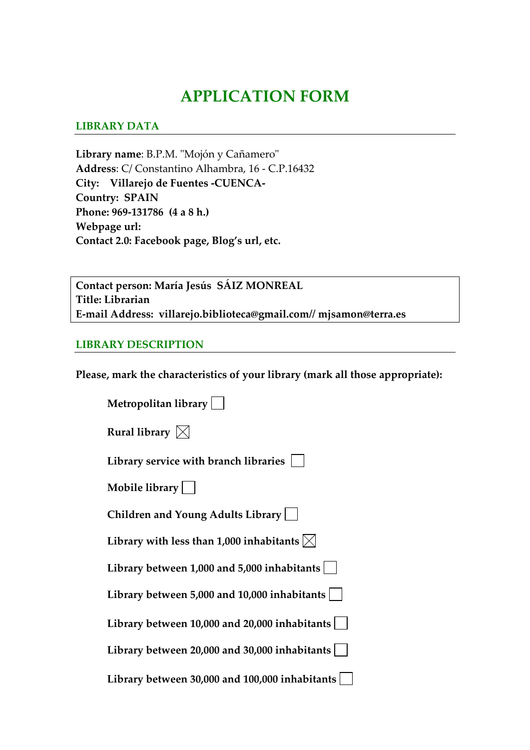# APPLICATION FORM

## LIBRARY DATA

**Library name**: B.P.M. "Mojón y Cañamero"
**Address**: C/ Constantino Alhambra, 16 - C.P.16432
**City: Villarejo de Fuentes -CUENCA-**
**Country: SPAIN**
**Phone: 969-131786 (4 a 8 h.)**
**Webpage url:**
**Contact 2.0: Facebook page, Blog's url, etc.**

**Contact person: María Jesús SÁIZ MONREAL**
**Title: Librarian**
**E-mail Address: villarejo.biblioteca@gmail.com// mjsamon@terra.es**

## LIBRARY DESCRIPTION

**Please, mark the characteristics of your library (mark all those appropriate):**

- **Metropolitan library** ☐
- **Rural library** ☒
- **Library service with branch libraries** ☐
- **Mobile library** ☐
- **Children and Young Adults Library** ☐
- **Library with less than 1,000 inhabitants** ☒
- **Library between 1,000 and 5,000 inhabitants** ☐
- **Library between 5,000 and 10,000 inhabitants** ☐
- **Library between 10,000 and 20,000 inhabitants** ☐
- **Library between 20,000 and 30,000 inhabitants** ☐
- **Library between 30,000 and 100,000 inhabitants** ☐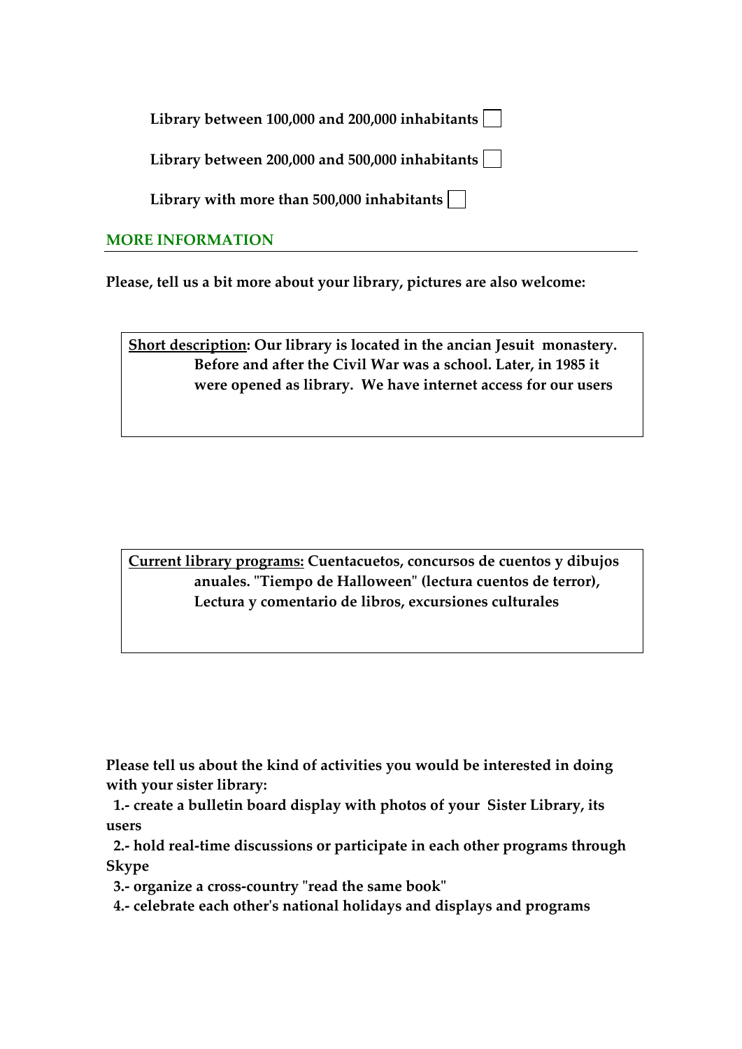**Library between 100,000 and 200,000 inhabitants** ☐

**Library between 200,000 and 500,000 inhabitants** ☐

**Library with more than 500,000 inhabitants** ☐

## MORE INFORMATION

**Please, tell us a bit more about your library, pictures are also welcome:**

**Short description: Our library is located in the ancian Jesuit monastery. Before and after the Civil War was a school. Later, in 1985 it were opened as library. We have internet access for our users**

**Current library programs: Cuentacuetos, concursos de cuentos y dibujos anuales. "Tiempo de Halloween" (lectura cuentos de terror), Lectura y comentario de libros, excursiones culturales**

**Please tell us about the kind of activities you would be interested in doing with your sister library:**

**1.- create a bulletin board display with photos of your Sister Library, its users**

**2.- hold real-time discussions or participate in each other programs through Skype**

**3.- organize a cross-country "read the same book"**

**4.- celebrate each other's national holidays and displays and programs**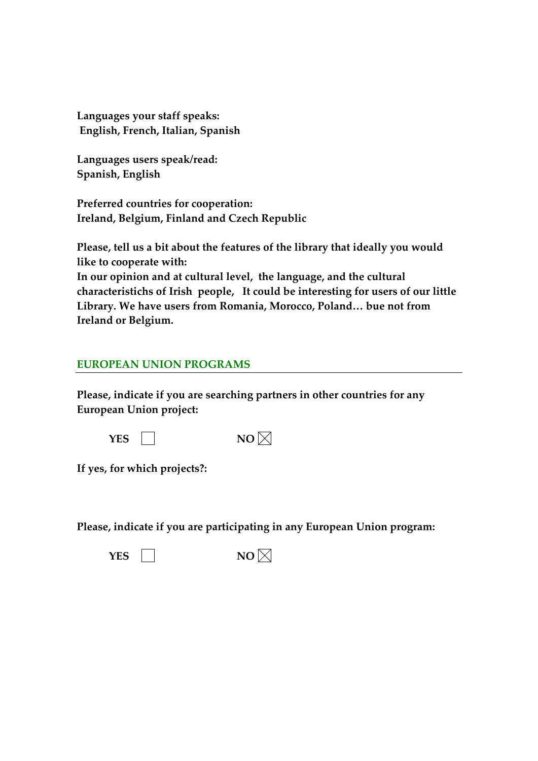**Languages your staff speaks:**
**English, French, Italian, Spanish**

**Languages users speak/read:**
**Spanish, English**

**Preferred countries for cooperation:**
**Ireland, Belgium, Finland and Czech Republic**

**Please, tell us a bit about the features of the library that ideally you would like to cooperate with:**
**In our opinion and at cultural level, the language, and the cultural characteristichs of Irish people, It could be interesting for users of our little Library. We have users from Romania, Morocco, Poland… bue not from Ireland or Belgium.**

## EUROPEAN UNION PROGRAMS

**Please, indicate if you are searching partners in other countries for any European Union project:**

**YES** ☐ **NO** ☒

**If yes, for which projects?:**

**Please, indicate if you are participating in any European Union program:**

**YES** ☐ **NO** ☒